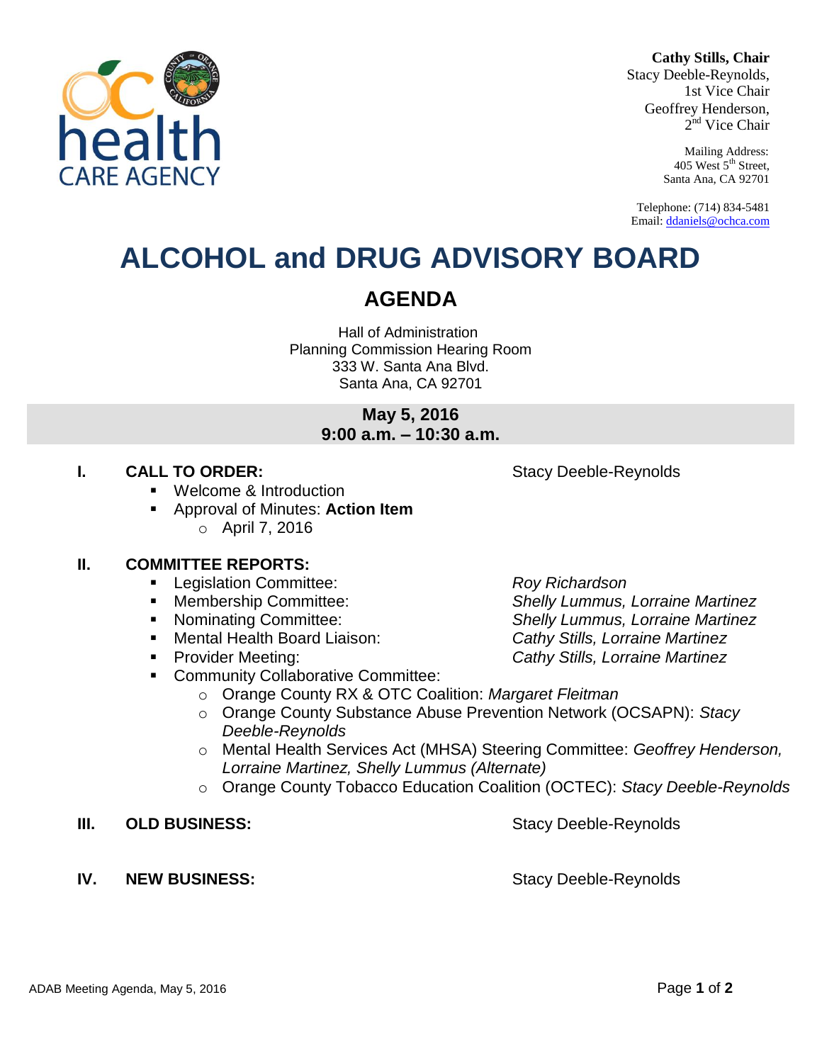**Cathy Stills, Chair**
Stacy Deeble-Reynolds, 1st Vice Chair
Geoffrey Henderson, 2nd Vice Chair

Mailing Address:
405 West 5th Street,
Santa Ana, CA 92701

Telephone: (714) 834-5481
Email: ddaniels@ochca.com

# ALCOHOL and DRUG ADVISORY BOARD

## AGENDA

Hall of Administration
Planning Commission Hearing Room
333 W. Santa Ana Blvd.
Santa Ana, CA 92701

**May 5, 2016**
**9:00 a.m. – 10:30 a.m.**

**I. CALL TO ORDER:** Stacy Deeble-Reynolds

- Welcome & Introduction
- Approval of Minutes: **Action Item**
  - April 7, 2016

**II. COMMITTEE REPORTS:**

- Legislation Committee: *Roy Richardson*
- Membership Committee: *Shelly Lummus, Lorraine Martinez*
- Nominating Committee: *Shelly Lummus, Lorraine Martinez*
- Mental Health Board Liaison: *Cathy Stills, Lorraine Martinez*
- Provider Meeting: *Cathy Stills, Lorraine Martinez*
- Community Collaborative Committee:
  - Orange County RX & OTC Coalition: *Margaret Fleitman*
  - Orange County Substance Abuse Prevention Network (OCSAPN): *Stacy Deeble-Reynolds*
  - Mental Health Services Act (MHSA) Steering Committee: *Geoffrey Henderson, Lorraine Martinez, Shelly Lummus (Alternate)*
  - Orange County Tobacco Education Coalition (OCTEC): *Stacy Deeble-Reynolds*

**III. OLD BUSINESS:** Stacy Deeble-Reynolds

**IV. NEW BUSINESS:** Stacy Deeble-Reynolds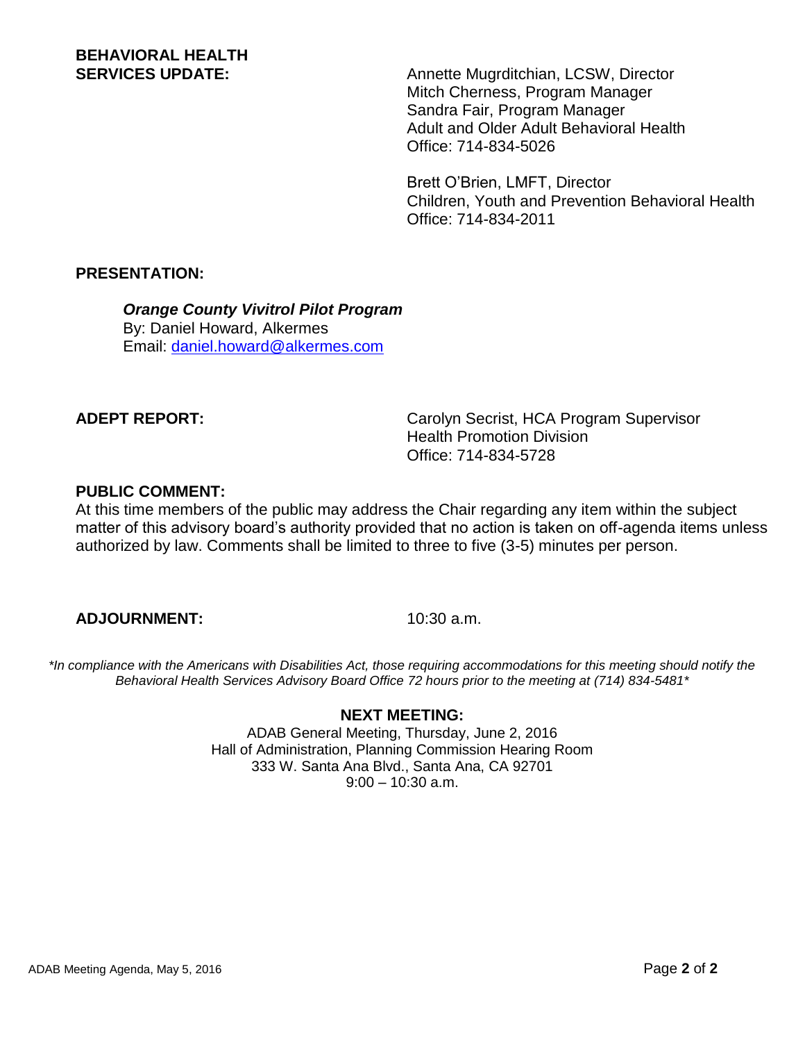**BEHAVIORAL HEALTH SERVICES UPDATE:**

Annette Mugrditchian, LCSW, Director
Mitch Cherness, Program Manager
Sandra Fair, Program Manager
Adult and Older Adult Behavioral Health
Office: 714-834-5026

Brett O'Brien, LMFT, Director
Children, Youth and Prevention Behavioral Health
Office: 714-834-2011

**PRESENTATION:**

***Orange County Vivitrol Pilot Program***
By: Daniel Howard, Alkermes
Email: daniel.howard@alkermes.com

**ADEPT REPORT:**

Carolyn Secrist, HCA Program Supervisor
Health Promotion Division
Office: 714-834-5728

**PUBLIC COMMENT:**
At this time members of the public may address the Chair regarding any item within the subject matter of this advisory board's authority provided that no action is taken on off-agenda items unless authorized by law. Comments shall be limited to three to five (3-5) minutes per person.

**ADJOURNMENT:** 10:30 a.m.

*\*In compliance with the Americans with Disabilities Act, those requiring accommodations for this meeting should notify the Behavioral Health Services Advisory Board Office 72 hours prior to the meeting at (714) 834-5481\**

**NEXT MEETING:**
ADAB General Meeting, Thursday, June 2, 2016
Hall of Administration, Planning Commission Hearing Room
333 W. Santa Ana Blvd., Santa Ana, CA 92701
9:00 – 10:30 a.m.